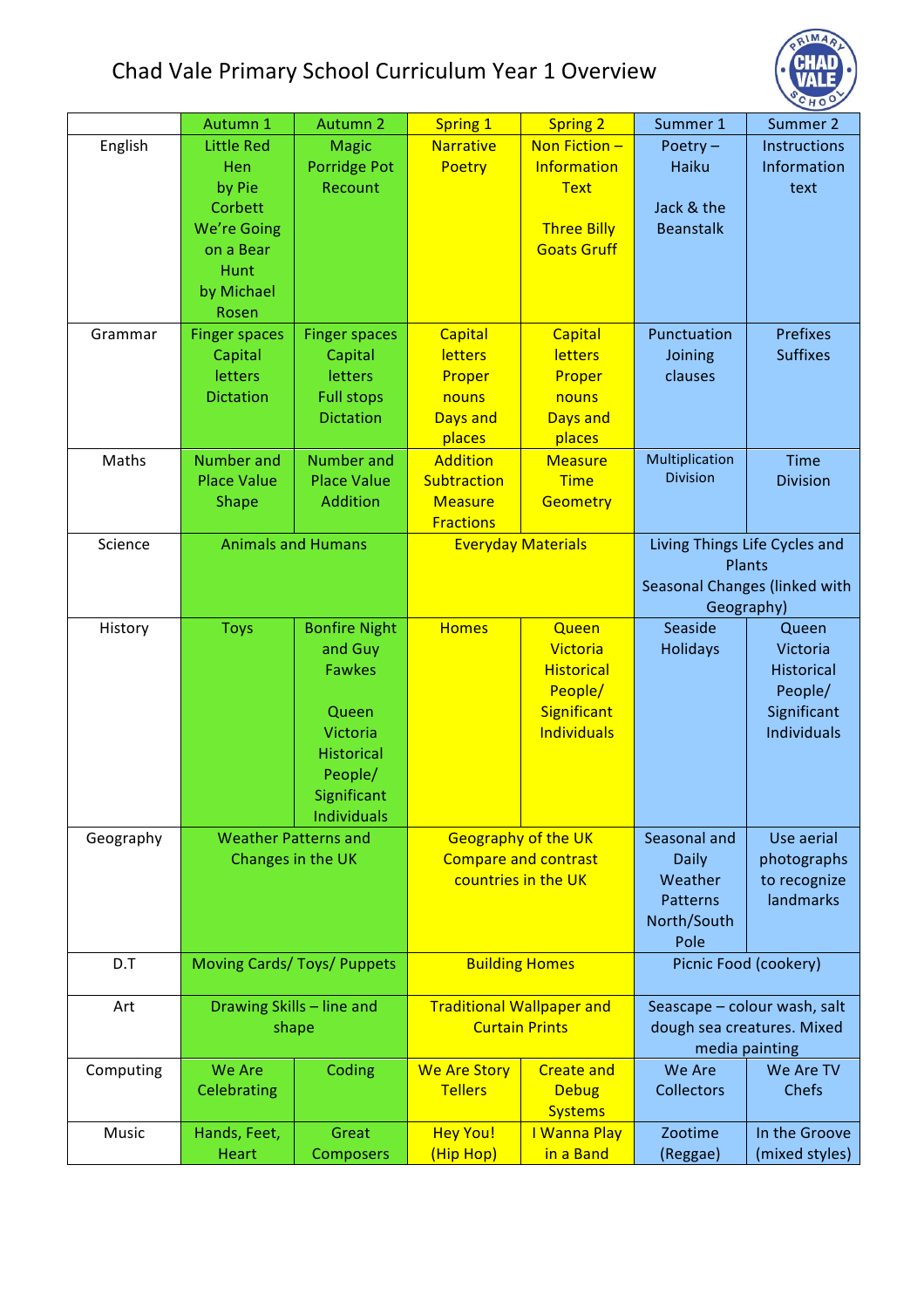# Chad Vale Primary School Curriculum Year 1 Overview

| | Autumn 1 | Autumn 2 | Spring 1 | Spring 2 | Summer 1 | Summer 2 |
|---|---|---|---|---|---|---|
| English | Little Red Hen by Pie Corbett We're Going on a Bear Hunt by Michael Rosen | Magic Porridge Pot Recount | Narrative Poetry | Non Fiction – Information Text<br><br>Three Billy Goats Gruff | Poetry – Haiku<br><br>Jack & the Beanstalk | Instructions Information text |
| Grammar | Finger spaces Capital letters Dictation | Finger spaces Capital letters Full stops Dictation | Capital letters Proper nouns Days and places | Capital letters Proper nouns Days and places | Punctuation Joining clauses | Prefixes Suffixes |
| Maths | Number and Place Value Shape | Number and Place Value Addition | Addition Subtraction Measure Fractions | Measure Time Geometry | Multiplication Division | Time Division |
| Science | Animals and Humans | | Everyday Materials | | Living Things Life Cycles and Plants<br>Seasonal Changes (linked with Geography) | |
| History | Toys | Bonfire Night and Guy Fawkes<br><br>Queen Victoria Historical People/ Significant Individuals | Homes | Queen Victoria Historical People/ Significant Individuals | Seaside Holidays | Queen Victoria Historical People/ Significant Individuals |
| Geography | Weather Patterns and Changes in the UK | | Geography of the UK Compare and contrast countries in the UK | | Seasonal and Daily Weather Patterns North/South Pole | Use aerial photographs to recognize landmarks |
| D.T | Moving Cards/ Toys/ Puppets | | Building Homes | | Picnic Food (cookery) | |
| Art | Drawing Skills – line and shape | | Traditional Wallpaper and Curtain Prints | | Seascape – colour wash, salt dough sea creatures. Mixed media painting | |
| Computing | We Are Celebrating | Coding | We Are Story Tellers | Create and Debug Systems | We Are Collectors | We Are TV Chefs |
| Music | Hands, Feet, Heart | Great Composers | Hey You! (Hip Hop) | I Wanna Play in a Band | Zootime (Reggae) | In the Groove (mixed styles) |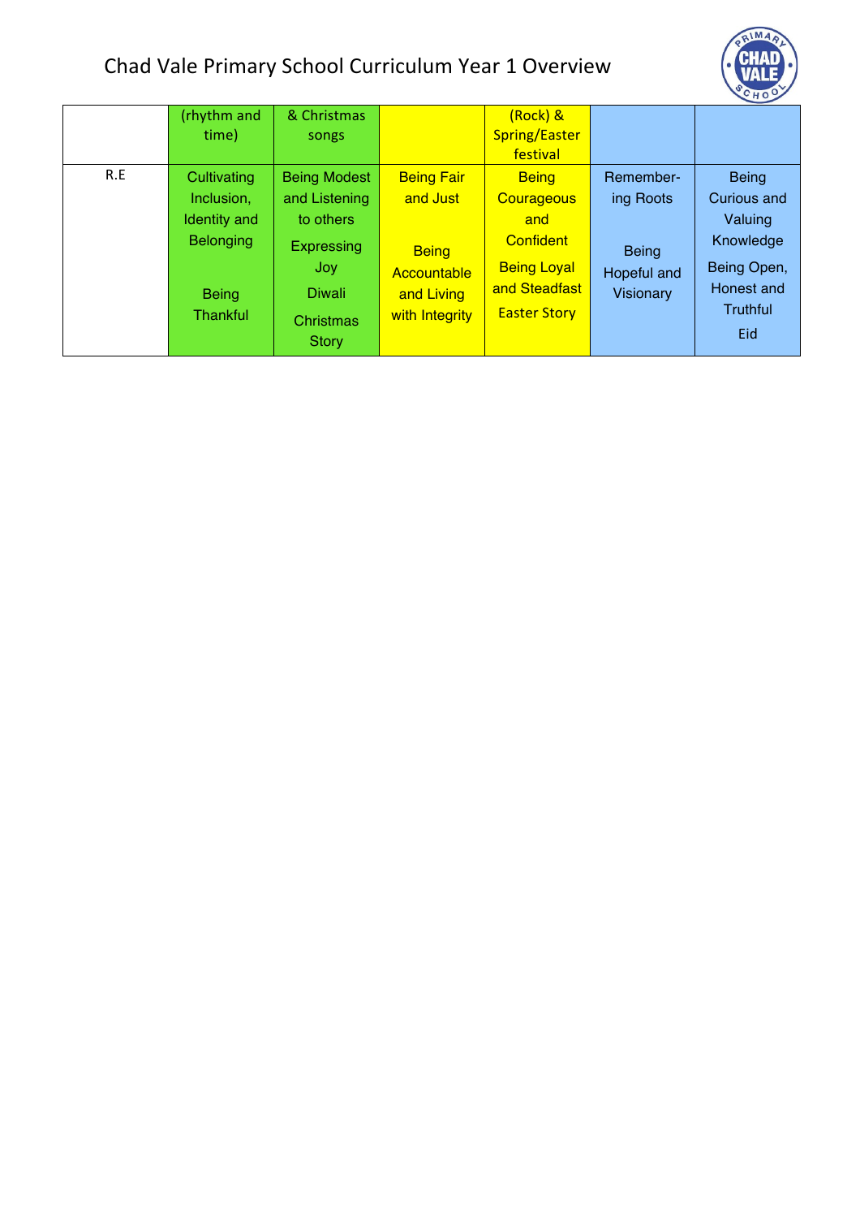# Chad Vale Primary School Curriculum Year 1 Overview

| | | | | | | |
|---|---|---|---|---|---|---|
| | (rhythm and time) | & Christmas songs | | (Rock) & Spring/Easter festival | | |
| R.E | Cultivating Inclusion, Identity and Belonging<br><br>Being Thankful | Being Modest and Listening to others<br><br>Expressing Joy<br><br>Diwali<br><br>Christmas Story | Being Fair and Just<br><br>Being Accountable and Living with Integrity | Being Courageous and Confident<br><br>Being Loyal and Steadfast<br><br>Easter Story | Remember-ing Roots<br><br>Being Hopeful and Visionary | Being Curious and Valuing Knowledge<br><br>Being Open, Honest and Truthful<br><br>Eid |